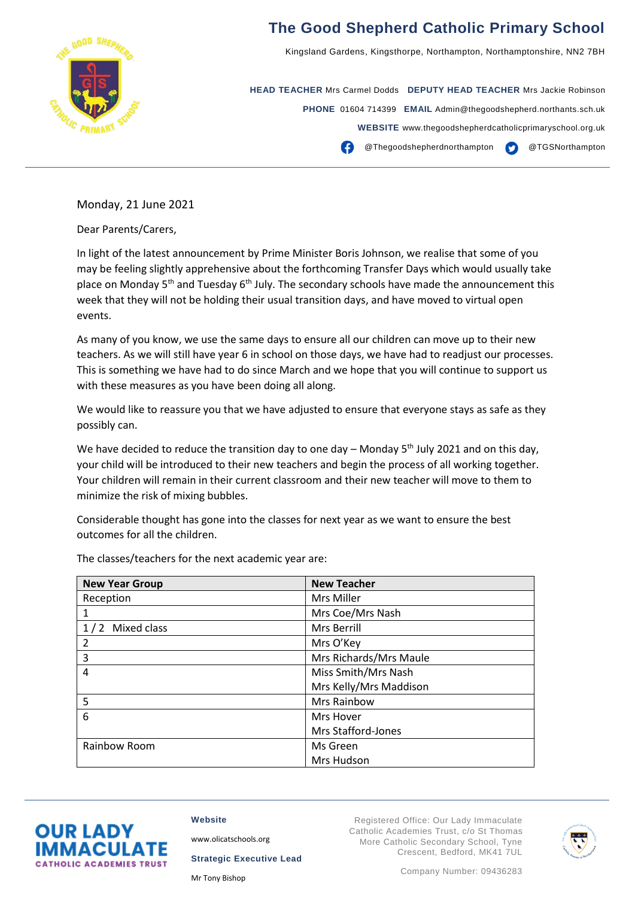# The Good Shepherd Catholic Primary School

Kingsland Gardens, Kingsthorpe, Northampton, Northamptonshire, NN2 7BH

**HEAD TEACHER** Mrs Carmel Dodds **DEPUTY HEAD TEACHER** Mrs Jackie Robinson

**PHONE** 01604 714399 **EMAIL** Admin@thegoodshepherd.northants.sch.uk

**WEBSITE** www.thegoodshepherdcatholicprimaryschool.org.uk

@Thegoodshepherdnorthampton @TGSNorthampton

Monday, 21 June 2021

Dear Parents/Carers,

In light of the latest announcement by Prime Minister Boris Johnson, we realise that some of you may be feeling slightly apprehensive about the forthcoming Transfer Days which would usually take place on Monday 5th and Tuesday 6th July. The secondary schools have made the announcement this week that they will not be holding their usual transition days, and have moved to virtual open events.

As many of you know, we use the same days to ensure all our children can move up to their new teachers. As we will still have year 6 in school on those days, we have had to readjust our processes. This is something we have had to do since March and we hope that you will continue to support us with these measures as you have been doing all along.

We would like to reassure you that we have adjusted to ensure that everyone stays as safe as they possibly can.

We have decided to reduce the transition day to one day – Monday 5th July 2021 and on this day, your child will be introduced to their new teachers and begin the process of all working together. Your children will remain in their current classroom and their new teacher will move to them to minimize the risk of mixing bubbles.

Considerable thought has gone into the classes for next year as we want to ensure the best outcomes for all the children.

The classes/teachers for the next academic year are:

| New Year Group | New Teacher |
|---|---|
| Reception | Mrs Miller |
| 1 | Mrs Coe/Mrs Nash |
| 1 / 2 Mixed class | Mrs Berrill |
| 2 | Mrs O'Key |
| 3 | Mrs Richards/Mrs Maule |
| 4 | Miss Smith/Mrs Nash<br>Mrs Kelly/Mrs Maddison |
| 5 | Mrs Rainbow |
| 6 | Mrs Hover<br>Mrs Stafford-Jones |
| Rainbow Room | Ms Green<br>Mrs Hudson |

OUR LADY IMMACULATE CATHOLIC ACADEMIES TRUST

**Website**

www.olicatschools.org

**Strategic Executive Lead**

Mr Tony Bishop

Registered Office: Our Lady Immaculate Catholic Academies Trust, c/o St Thomas More Catholic Secondary School, Tyne Crescent, Bedford, MK41 7UL

Company Number: 09436283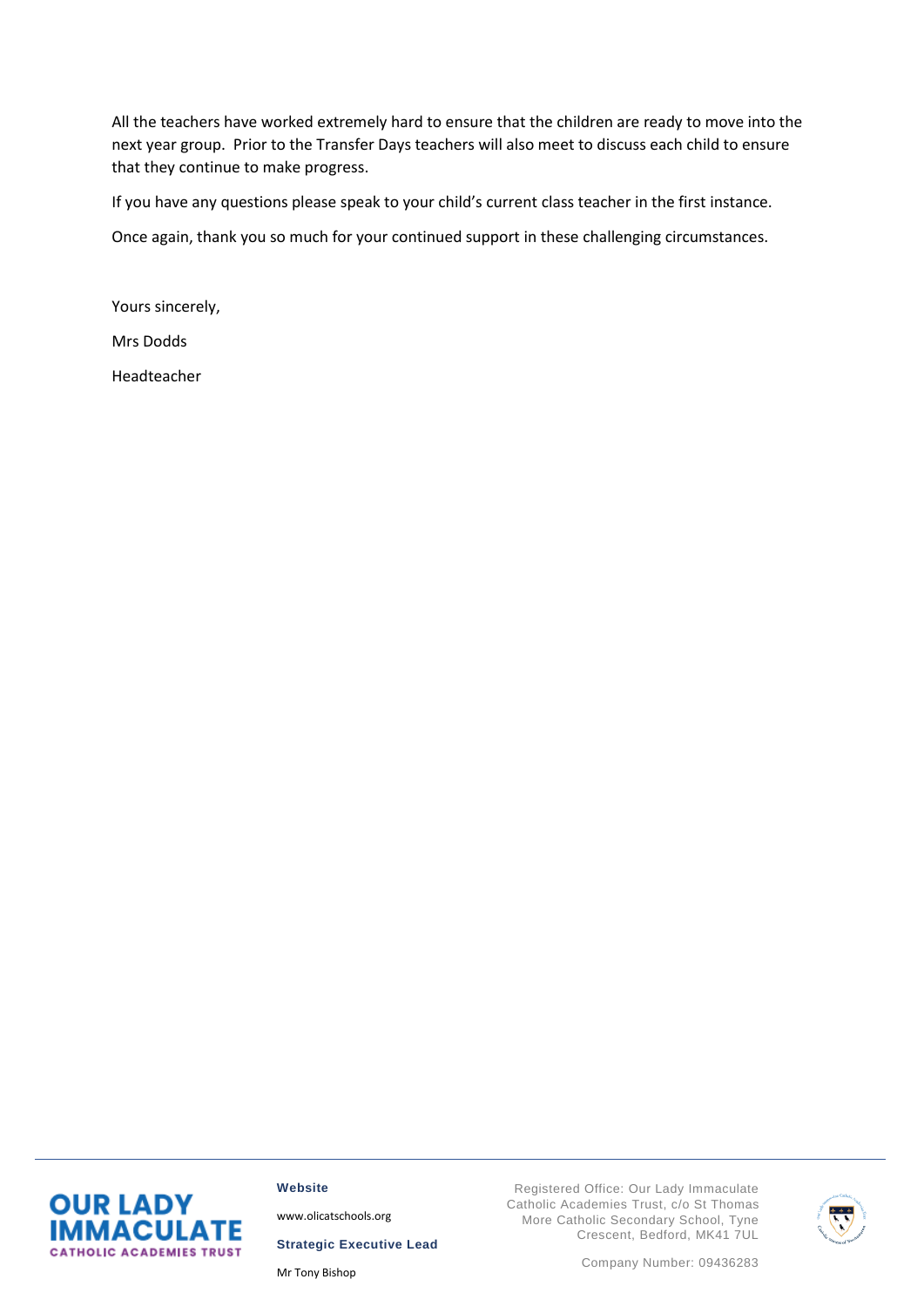All the teachers have worked extremely hard to ensure that the children are ready to move into the next year group. Prior to the Transfer Days teachers will also meet to discuss each child to ensure that they continue to make progress.

If you have any questions please speak to your child's current class teacher in the first instance.

Once again, thank you so much for your continued support in these challenging circumstances.

Yours sincerely,

Mrs Dodds

Headteacher